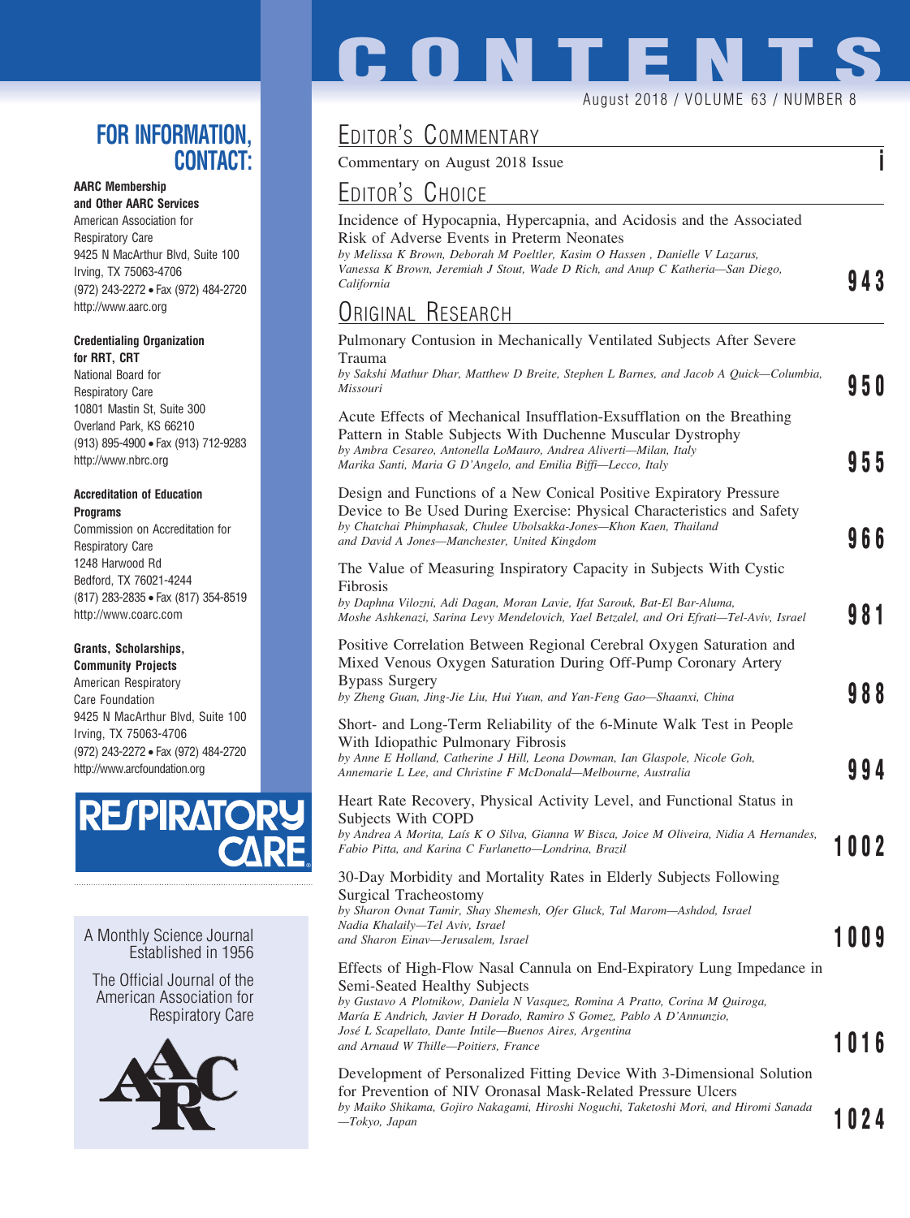# CONTENTS

August 2018 / VOLUME 63 / NUMBER 8

## FOR INFORMATION, CONTACT:

**AARC Membership and Other AARC Services**
American Association for Respiratory Care
9425 N MacArthur Blvd, Suite 100
Irving, TX 75063-4706
(972) 243-2272 • Fax (972) 484-2720
http://www.aarc.org

**Credentialing Organization for RRT, CRT**
National Board for Respiratory Care
10801 Mastin St, Suite 300
Overland Park, KS 66210
(913) 895-4900 • Fax (913) 712-9283
http://www.nbrc.org

**Accreditation of Education Programs**
Commission on Accreditation for Respiratory Care
1248 Harwood Rd
Bedford, TX 76021-4244
(817) 283-2835 • Fax (817) 354-8519
http://www.coarc.com

**Grants, Scholarships, Community Projects**
American Respiratory Care Foundation
9425 N MacArthur Blvd, Suite 100
Irving, TX 75063-4706
(972) 243-2272 • Fax (972) 484-2720
http://www.arcfoundation.org

RESPIRATORY CARE

A Monthly Science Journal
Established in 1956

The Official Journal of the American Association for Respiratory Care

## EDITOR'S COMMENTARY

Commentary on August 2018 Issue — **i**

## EDITOR'S CHOICE

Incidence of Hypocapnia, Hypercapnia, and Acidosis and the Associated Risk of Adverse Events in Preterm Neonates
*by Melissa K Brown, Deborah M Poeltler, Kasim O Hassen , Danielle V Lazarus, Vanessa K Brown, Jeremiah J Stout, Wade D Rich, and Anup C Katheria—San Diego, California* — **943**

## ORIGINAL RESEARCH

Pulmonary Contusion in Mechanically Ventilated Subjects After Severe Trauma
*by Sakshi Mathur Dhar, Matthew D Breite, Stephen L Barnes, and Jacob A Quick—Columbia, Missouri* — **950**

Acute Effects of Mechanical Insufflation-Exsufflation on the Breathing Pattern in Stable Subjects With Duchenne Muscular Dystrophy
*by Ambra Cesareo, Antonella LoMauro, Andrea Aliverti—Milan, Italy*
*Marika Santi, Maria G D'Angelo, and Emilia Biffi—Lecco, Italy* — **955**

Design and Functions of a New Conical Positive Expiratory Pressure Device to Be Used During Exercise: Physical Characteristics and Safety
*by Chatchai Phimphasak, Chulee Ubolsakka-Jones—Khon Kaen, Thailand*
*and David A Jones—Manchester, United Kingdom* — **966**

The Value of Measuring Inspiratory Capacity in Subjects With Cystic Fibrosis
*by Daphna Vilozni, Adi Dagan, Moran Lavie, Ifat Sarouk, Bat-El Bar-Aluma, Moshe Ashkenazi, Sarina Levy Mendelovich, Yael Betzalel, and Ori Efrati—Tel-Aviv, Israel* — **981**

Positive Correlation Between Regional Cerebral Oxygen Saturation and Mixed Venous Oxygen Saturation During Off-Pump Coronary Artery Bypass Surgery
*by Zheng Guan, Jing-Jie Liu, Hui Yuan, and Yan-Feng Gao—Shaanxi, China* — **988**

Short- and Long-Term Reliability of the 6-Minute Walk Test in People With Idiopathic Pulmonary Fibrosis
*by Anne E Holland, Catherine J Hill, Leona Dowman, Ian Glaspole, Nicole Goh, Annemarie L Lee, and Christine F McDonald—Melbourne, Australia* — **994**

Heart Rate Recovery, Physical Activity Level, and Functional Status in Subjects With COPD
*by Andrea A Morita, Laís K O Silva, Gianna W Bisca, Joice M Oliveira, Nidia A Hernandes, Fabio Pitta, and Karina C Furlanetto—Londrina, Brazil* — **1002**

30-Day Morbidity and Mortality Rates in Elderly Subjects Following Surgical Tracheostomy
*by Sharon Ovnat Tamir, Shay Shemesh, Ofer Gluck, Tal Marom—Ashdod, Israel*
*Nadia Khalaily—Tel Aviv, Israel*
*and Sharon Einav—Jerusalem, Israel* — **1009**

Effects of High-Flow Nasal Cannula on End-Expiratory Lung Impedance in Semi-Seated Healthy Subjects
*by Gustavo A Plotnikow, Daniela N Vasquez, Romina A Pratto, Corina M Quiroga, María E Andrich, Javier H Dorado, Ramiro S Gomez, Pablo A D'Annunzio, José L Scapellato, Dante Intile—Buenos Aires, Argentina*
*and Arnaud W Thille—Poitiers, France* — **1016**

Development of Personalized Fitting Device With 3-Dimensional Solution for Prevention of NIV Oronasal Mask-Related Pressure Ulcers
*by Maiko Shikama, Gojiro Nakagami, Hiroshi Noguchi, Taketoshi Mori, and Hiromi Sanada—Tokyo, Japan* — **1024**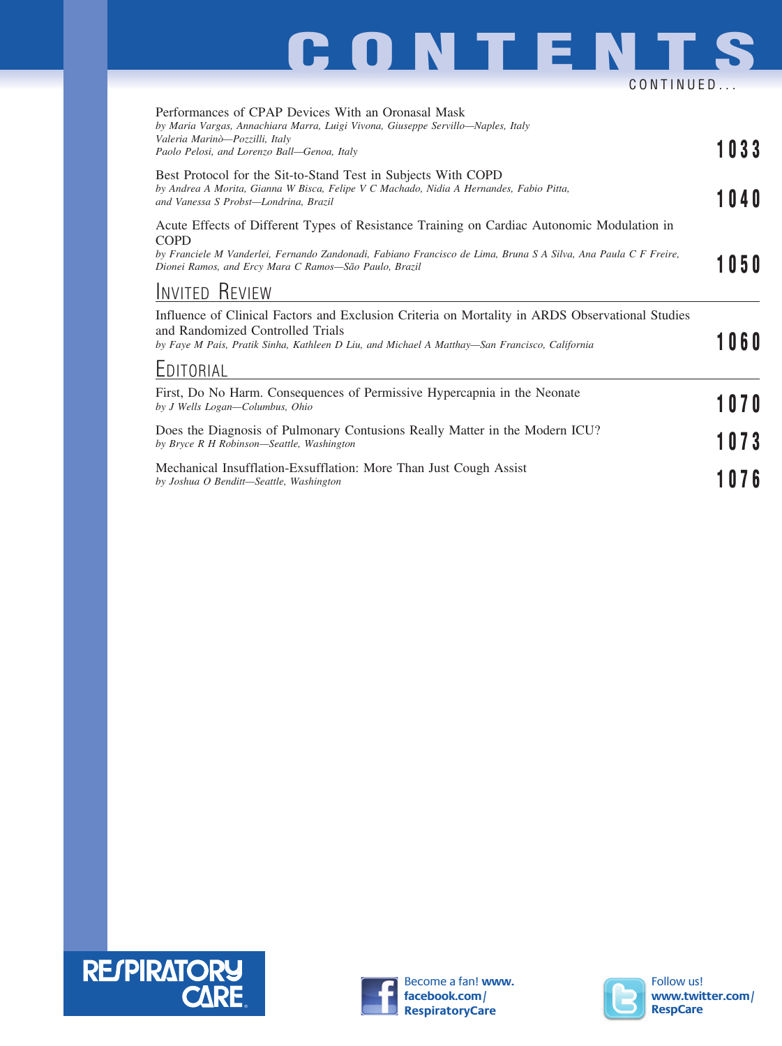# CONTENTS

CONTINUED...

Performances of CPAP Devices With an Oronasal Mask
*by Maria Vargas, Annachiara Marra, Luigi Vivona, Giuseppe Servillo—Naples, Italy*
*Valeria Marinò—Pozzilli, Italy*
*Paolo Pelosi, and Lorenzo Ball—Genoa, Italy* **1033**

Best Protocol for the Sit-to-Stand Test in Subjects With COPD
*by Andrea A Morita, Gianna W Bisca, Felipe V C Machado, Nidia A Hernandes, Fabio Pitta, and Vanessa S Probst—Londrina, Brazil* **1040**

Acute Effects of Different Types of Resistance Training on Cardiac Autonomic Modulation in COPD
*by Franciele M Vanderlei, Fernando Zandonadi, Fabiano Francisco de Lima, Bruna S A Silva, Ana Paula C F Freire, Dionei Ramos, and Ercy Mara C Ramos—São Paulo, Brazil* **1050**

## Invited Review

Influence of Clinical Factors and Exclusion Criteria on Mortality in ARDS Observational Studies and Randomized Controlled Trials
*by Faye M Pais, Pratik Sinha, Kathleen D Liu, and Michael A Matthay—San Francisco, California* **1060**

## Editorial

First, Do No Harm. Consequences of Permissive Hypercapnia in the Neonate
*by J Wells Logan—Columbus, Ohio* **1070**

Does the Diagnosis of Pulmonary Contusions Really Matter in the Modern ICU?
*by Bryce R H Robinson—Seattle, Washington* **1073**

Mechanical Insufflation-Exsufflation: More Than Just Cough Assist
*by Joshua O Benditt—Seattle, Washington* **1076**

RESPIRATORY CARE

Become a fan! www.facebook.com/RespiratoryCare

Follow us! www.twitter.com/RespCare